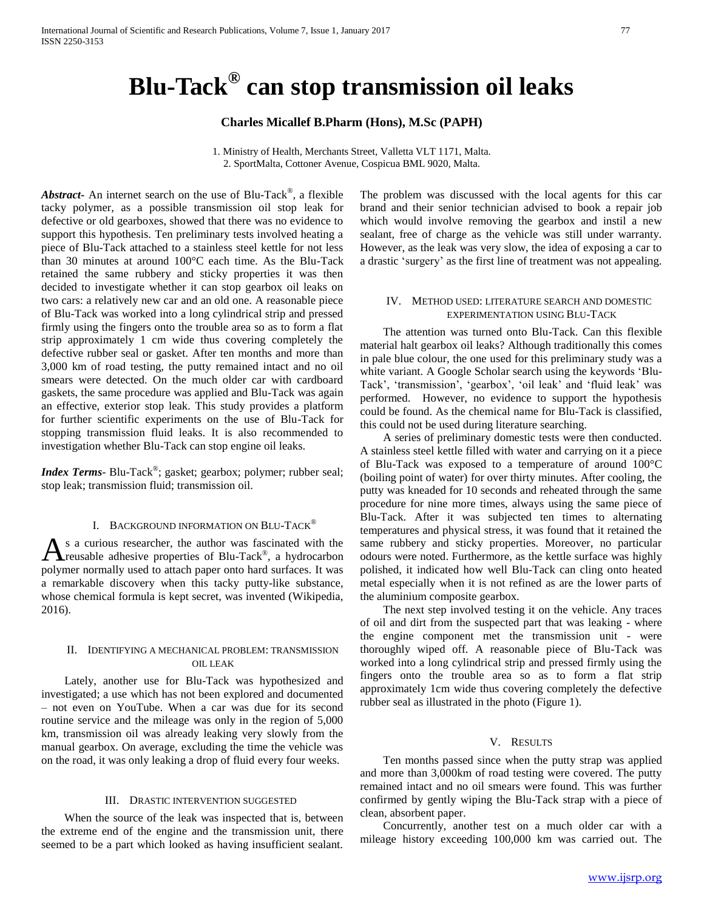# Blu-Tack® can stop transmission oil leaks

**Charles Micallef B.Pharm (Hons), M.Sc (PAPH)**

1. Ministry of Health, Merchants Street, Valletta VLT 1171, Malta.
2. SportMalta, Cottoner Avenue, Cospicua BML 9020, Malta.

***Abstract***- An internet search on the use of Blu-Tack®, a flexible tacky polymer, as a possible transmission oil stop leak for defective or old gearboxes, showed that there was no evidence to support this hypothesis. Ten preliminary tests involved heating a piece of Blu-Tack attached to a stainless steel kettle for not less than 30 minutes at around 100°C each time. As the Blu-Tack retained the same rubbery and sticky properties it was then decided to investigate whether it can stop gearbox oil leaks on two cars: a relatively new car and an old one. A reasonable piece of Blu-Tack was worked into a long cylindrical strip and pressed firmly using the fingers onto the trouble area so as to form a flat strip approximately 1 cm wide thus covering completely the defective rubber seal or gasket. After ten months and more than 3,000 km of road testing, the putty remained intact and no oil smears were detected. On the much older car with cardboard gaskets, the same procedure was applied and Blu-Tack was again an effective, exterior stop leak. This study provides a platform for further scientific experiments on the use of Blu-Tack for stopping transmission fluid leaks. It is also recommended to investigation whether Blu-Tack can stop engine oil leaks.

***Index Terms***- Blu-Tack®; gasket; gearbox; polymer; rubber seal; stop leak; transmission fluid; transmission oil.

## I. Background information on Blu-Tack®

As a curious researcher, the author was fascinated with the reusable adhesive properties of Blu-Tack®, a hydrocarbon polymer normally used to attach paper onto hard surfaces. It was a remarkable discovery when this tacky putty-like substance, whose chemical formula is kept secret, was invented (Wikipedia, 2016).

## II. Identifying a mechanical problem: transmission oil leak

Lately, another use for Blu-Tack was hypothesized and investigated; a use which has not been explored and documented – not even on YouTube. When a car was due for its second routine service and the mileage was only in the region of 5,000 km, transmission oil was already leaking very slowly from the manual gearbox. On average, excluding the time the vehicle was on the road, it was only leaking a drop of fluid every four weeks.

## III. Drastic intervention suggested

When the source of the leak was inspected that is, between the extreme end of the engine and the transmission unit, there seemed to be a part which looked as having insufficient sealant. The problem was discussed with the local agents for this car brand and their senior technician advised to book a repair job which would involve removing the gearbox and instil a new sealant, free of charge as the vehicle was still under warranty. However, as the leak was very slow, the idea of exposing a car to a drastic 'surgery' as the first line of treatment was not appealing.

## IV. Method used: literature search and domestic experimentation using Blu-Tack

The attention was turned onto Blu-Tack. Can this flexible material halt gearbox oil leaks? Although traditionally this comes in pale blue colour, the one used for this preliminary study was a white variant. A Google Scholar search using the keywords 'Blu-Tack', 'transmission', 'gearbox', 'oil leak' and 'fluid leak' was performed. However, no evidence to support the hypothesis could be found. As the chemical name for Blu-Tack is classified, this could not be used during literature searching.

A series of preliminary domestic tests were then conducted. A stainless steel kettle filled with water and carrying on it a piece of Blu-Tack was exposed to a temperature of around 100°C (boiling point of water) for over thirty minutes. After cooling, the putty was kneaded for 10 seconds and reheated through the same procedure for nine more times, always using the same piece of Blu-Tack. After it was subjected ten times to alternating temperatures and physical stress, it was found that it retained the same rubbery and sticky properties. Moreover, no particular odours were noted. Furthermore, as the kettle surface was highly polished, it indicated how well Blu-Tack can cling onto heated metal especially when it is not refined as are the lower parts of the aluminium composite gearbox.

The next step involved testing it on the vehicle. Any traces of oil and dirt from the suspected part that was leaking - where the engine component met the transmission unit - were thoroughly wiped off. A reasonable piece of Blu-Tack was worked into a long cylindrical strip and pressed firmly using the fingers onto the trouble area so as to form a flat strip approximately 1cm wide thus covering completely the defective rubber seal as illustrated in the photo (Figure 1).

## V. Results

Ten months passed since when the putty strap was applied and more than 3,000km of road testing were covered. The putty remained intact and no oil smears were found. This was further confirmed by gently wiping the Blu-Tack strap with a piece of clean, absorbent paper.

Concurrently, another test on a much older car with a mileage history exceeding 100,000 km was carried out. The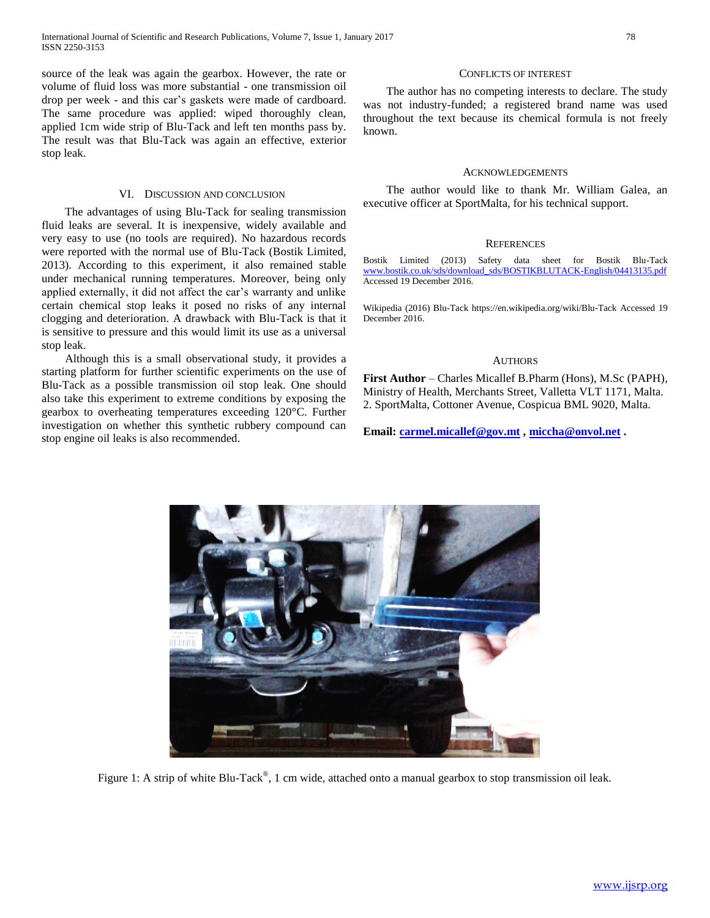source of the leak was again the gearbox. However, the rate or volume of fluid loss was more substantial - one transmission oil drop per week - and this car's gaskets were made of cardboard. The same procedure was applied: wiped thoroughly clean, applied 1cm wide strip of Blu-Tack and left ten months pass by. The result was that Blu-Tack was again an effective, exterior stop leak.

## VI. Discussion and Conclusion

The advantages of using Blu-Tack for sealing transmission fluid leaks are several. It is inexpensive, widely available and very easy to use (no tools are required). No hazardous records were reported with the normal use of Blu-Tack (Bostik Limited, 2013). According to this experiment, it also remained stable under mechanical running temperatures. Moreover, being only applied externally, it did not affect the car's warranty and unlike certain chemical stop leaks it posed no risks of any internal clogging and deterioration. A drawback with Blu-Tack is that it is sensitive to pressure and this would limit its use as a universal stop leak.

Although this is a small observational study, it provides a starting platform for further scientific experiments on the use of Blu-Tack as a possible transmission oil stop leak. One should also take this experiment to extreme conditions by exposing the gearbox to overheating temperatures exceeding 120°C. Further investigation on whether this synthetic rubbery compound can stop engine oil leaks is also recommended.

## Conflicts of Interest

The author has no competing interests to declare. The study was not industry-funded; a registered brand name was used throughout the text because its chemical formula is not freely known.

## Acknowledgements

The author would like to thank Mr. William Galea, an executive officer at SportMalta, for his technical support.

## References

Bostik Limited (2013) Safety data sheet for Bostik Blu-Tack www.bostik.co.uk/sds/download_sds/BOSTIKBLUTACK-English/04413135.pdf Accessed 19 December 2016.

Wikipedia (2016) Blu-Tack https://en.wikipedia.org/wiki/Blu-Tack Accessed 19 December 2016.

## Authors

**First Author** – Charles Micallef B.Pharm (Hons), M.Sc (PAPH), Ministry of Health, Merchants Street, Valletta VLT 1171, Malta. 2. SportMalta, Cottoner Avenue, Cospicua BML 9020, Malta.

**Email:** carmel.micallef@gov.mt , miccha@onvol.net .

Figure 1: A strip of white Blu-Tack®, 1 cm wide, attached onto a manual gearbox to stop transmission oil leak.